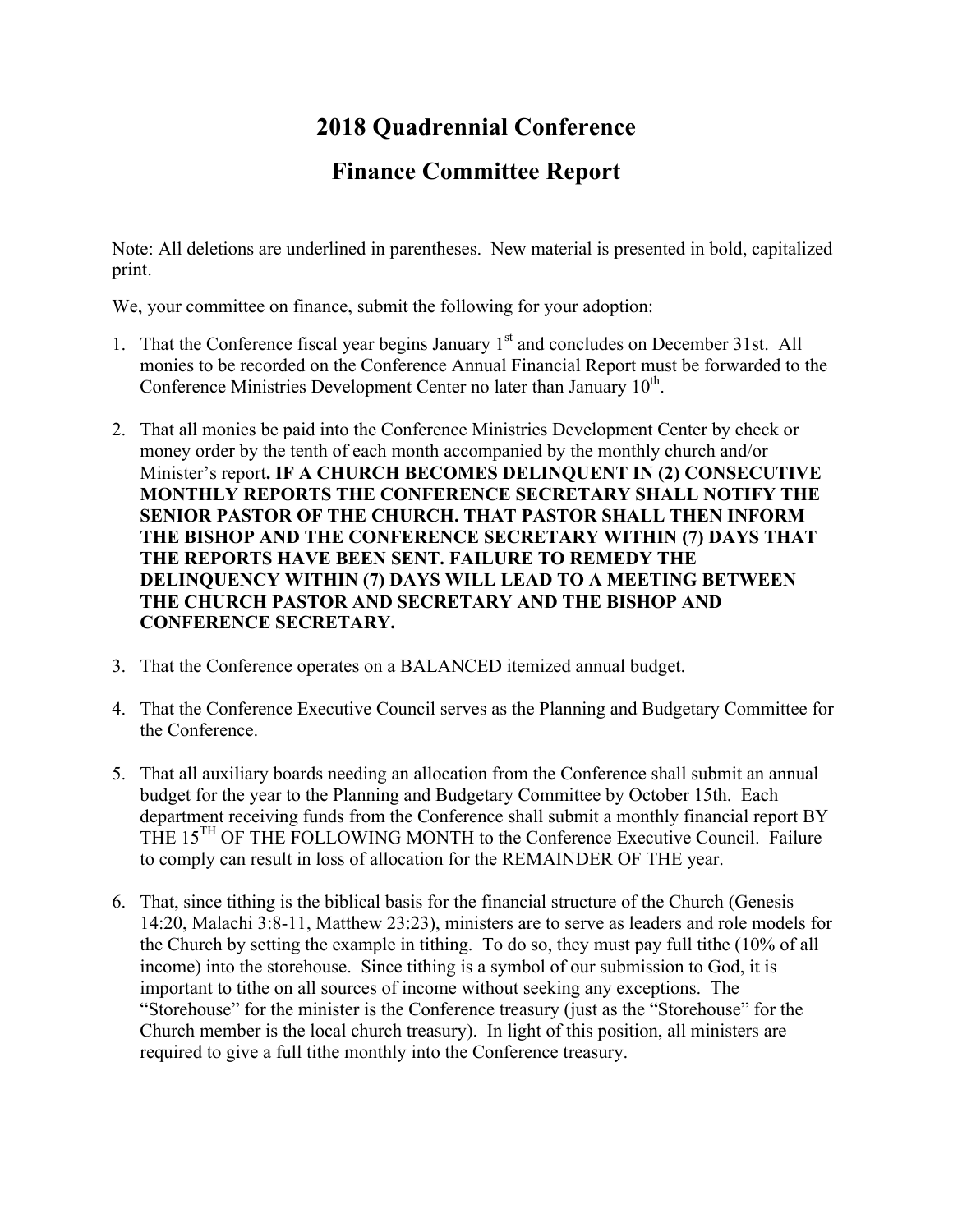# 2018 Quadrennial Conference

# Finance Committee Report

Note: All deletions are underlined in parentheses. New material is presented in bold, capitalized print.

We, your committee on finance, submit the following for your adoption:

1. That the Conference fiscal year begins January 1st and concludes on December 31st. All monies to be recorded on the Conference Annual Financial Report must be forwarded to the Conference Ministries Development Center no later than January 10th.

2. That all monies be paid into the Conference Ministries Development Center by check or money order by the tenth of each month accompanied by the monthly church and/or Minister's report**. IF A CHURCH BECOMES DELINQUENT IN (2) CONSECUTIVE MONTHLY REPORTS THE CONFERENCE SECRETARY SHALL NOTIFY THE SENIOR PASTOR OF THE CHURCH. THAT PASTOR SHALL THEN INFORM THE BISHOP AND THE CONFERENCE SECRETARY WITHIN (7) DAYS THAT THE REPORTS HAVE BEEN SENT. FAILURE TO REMEDY THE DELINQUENCY WITHIN (7) DAYS WILL LEAD TO A MEETING BETWEEN THE CHURCH PASTOR AND SECRETARY AND THE BISHOP AND CONFERENCE SECRETARY.**

3. That the Conference operates on a BALANCED itemized annual budget.

4. That the Conference Executive Council serves as the Planning and Budgetary Committee for the Conference.

5. That all auxiliary boards needing an allocation from the Conference shall submit an annual budget for the year to the Planning and Budgetary Committee by October 15th. Each department receiving funds from the Conference shall submit a monthly financial report BY THE 15TH OF THE FOLLOWING MONTH to the Conference Executive Council. Failure to comply can result in loss of allocation for the REMAINDER OF THE year.

6. That, since tithing is the biblical basis for the financial structure of the Church (Genesis 14:20, Malachi 3:8-11, Matthew 23:23), ministers are to serve as leaders and role models for the Church by setting the example in tithing. To do so, they must pay full tithe (10% of all income) into the storehouse. Since tithing is a symbol of our submission to God, it is important to tithe on all sources of income without seeking any exceptions. The "Storehouse" for the minister is the Conference treasury (just as the "Storehouse" for the Church member is the local church treasury). In light of this position, all ministers are required to give a full tithe monthly into the Conference treasury.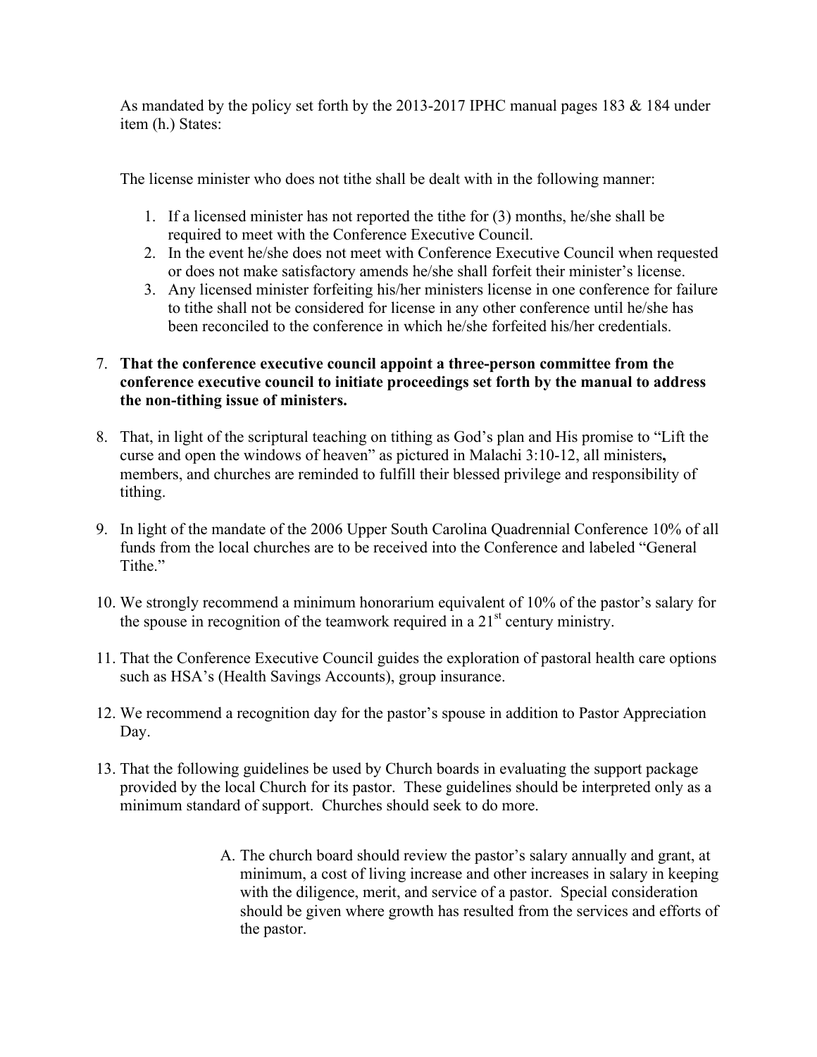As mandated by the policy set forth by the 2013-2017 IPHC manual pages 183 & 184 under item (h.) States:

The license minister who does not tithe shall be dealt with in the following manner:

1. If a licensed minister has not reported the tithe for (3) months, he/she shall be required to meet with the Conference Executive Council.
2. In the event he/she does not meet with Conference Executive Council when requested or does not make satisfactory amends he/she shall forfeit their minister's license.
3. Any licensed minister forfeiting his/her ministers license in one conference for failure to tithe shall not be considered for license in any other conference until he/she has been reconciled to the conference in which he/she forfeited his/her credentials.

7. **That the conference executive council appoint a three-person committee from the conference executive council to initiate proceedings set forth by the manual to address the non-tithing issue of ministers.**

8. That, in light of the scriptural teaching on tithing as God's plan and His promise to "Lift the curse and open the windows of heaven" as pictured in Malachi 3:10-12, all ministers**,** members, and churches are reminded to fulfill their blessed privilege and responsibility of tithing.

9. In light of the mandate of the 2006 Upper South Carolina Quadrennial Conference 10% of all funds from the local churches are to be received into the Conference and labeled "General Tithe."

10. We strongly recommend a minimum honorarium equivalent of 10% of the pastor's salary for the spouse in recognition of the teamwork required in a 21st century ministry.

11. That the Conference Executive Council guides the exploration of pastoral health care options such as HSA's (Health Savings Accounts), group insurance.

12. We recommend a recognition day for the pastor's spouse in addition to Pastor Appreciation Day.

13. That the following guidelines be used by Church boards in evaluating the support package provided by the local Church for its pastor. These guidelines should be interpreted only as a minimum standard of support. Churches should seek to do more.

    A. The church board should review the pastor's salary annually and grant, at minimum, a cost of living increase and other increases in salary in keeping with the diligence, merit, and service of a pastor. Special consideration should be given where growth has resulted from the services and efforts of the pastor.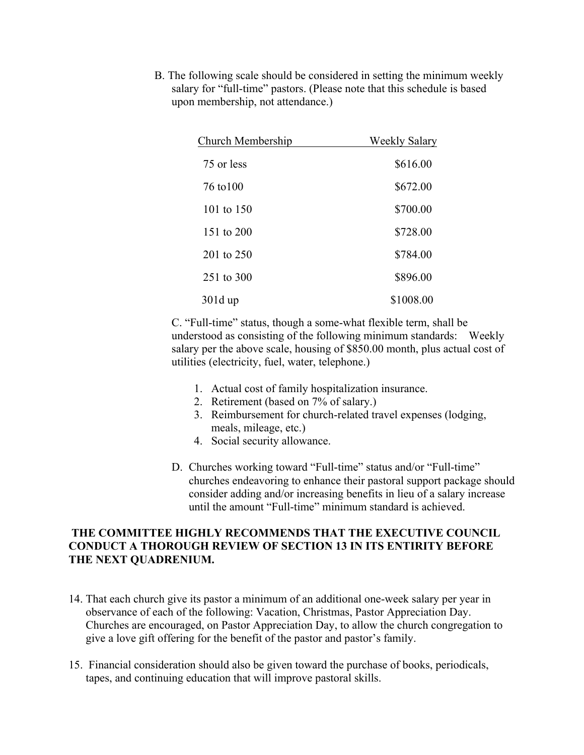B. The following scale should be considered in setting the minimum weekly salary for "full-time" pastors. (Please note that this schedule is based upon membership, not attendance.)

| Church Membership | Weekly Salary |
| --- | --- |
| 75 or less | $616.00 |
| 76 to100 | $672.00 |
| 101 to 150 | $700.00 |
| 151 to 200 | $728.00 |
| 201 to 250 | $784.00 |
| 251 to 300 | $896.00 |
| 301d up | $1008.00 |

C. "Full-time" status, though a some-what flexible term, shall be understood as consisting of the following minimum standards: Weekly salary per the above scale, housing of $850.00 month, plus actual cost of utilities (electricity, fuel, water, telephone.)

1. Actual cost of family hospitalization insurance.
2. Retirement (based on 7% of salary.)
3. Reimbursement for church-related travel expenses (lodging, meals, mileage, etc.)
4. Social security allowance.

D. Churches working toward "Full-time" status and/or "Full-time" churches endeavoring to enhance their pastoral support package should consider adding and/or increasing benefits in lieu of a salary increase until the amount "Full-time" minimum standard is achieved.

**THE COMMITTEE HIGHLY RECOMMENDS THAT THE EXECUTIVE COUNCIL CONDUCT A THOROUGH REVIEW OF SECTION 13 IN ITS ENTIRITY BEFORE THE NEXT QUADRENIUM.**

14. That each church give its pastor a minimum of an additional one-week salary per year in observance of each of the following: Vacation, Christmas, Pastor Appreciation Day. Churches are encouraged, on Pastor Appreciation Day, to allow the church congregation to give a love gift offering for the benefit of the pastor and pastor's family.

15. Financial consideration should also be given toward the purchase of books, periodicals, tapes, and continuing education that will improve pastoral skills.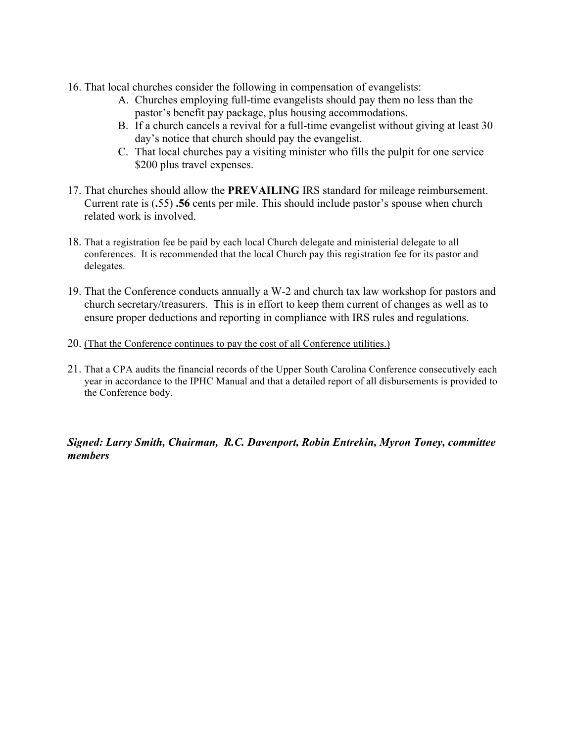16. That local churches consider the following in compensation of evangelists:
    A. Churches employing full-time evangelists should pay them no less than the pastor's benefit pay package, plus housing accommodations.
    B. If a church cancels a revival for a full-time evangelist without giving at least 30 day's notice that church should pay the evangelist.
    C. That local churches pay a visiting minister who fills the pulpit for one service $200 plus travel expenses.

17. That churches should allow the **PREVAILING** IRS standard for mileage reimbursement. Current rate is <u>(.55)</u> **.56** cents per mile. This should include pastor's spouse when church related work is involved.

18. That a registration fee be paid by each local Church delegate and ministerial delegate to all conferences. It is recommended that the local Church pay this registration fee for its pastor and delegates.

19. That the Conference conducts annually a W-2 and church tax law workshop for pastors and church secretary/treasurers. This is in effort to keep them current of changes as well as to ensure proper deductions and reporting in compliance with IRS rules and regulations.

20. <u>(That the Conference continues to pay the cost of all Conference utilities.)</u>

21. That a CPA audits the financial records of the Upper South Carolina Conference consecutively each year in accordance to the IPHC Manual and that a detailed report of all disbursements is provided to the Conference body.

***Signed: Larry Smith, Chairman, R.C. Davenport, Robin Entrekin, Myron Toney, committee members***